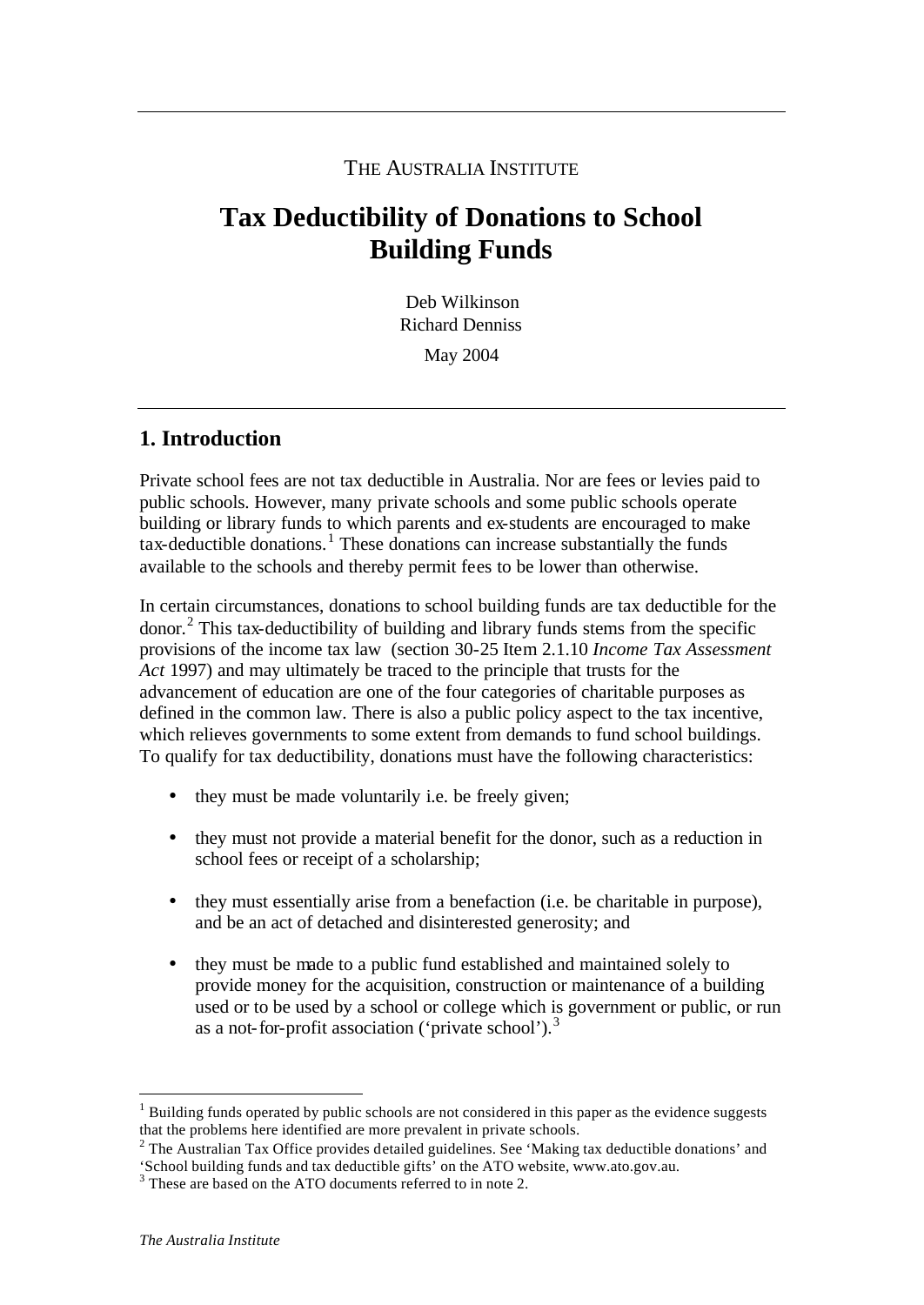THE AUSTRALIA INSTITUTE

# Tax Deductibility of Donations to School Building Funds

Deb Wilkinson
Richard Denniss

May 2004

## 1. Introduction

Private school fees are not tax deductible in Australia. Nor are fees or levies paid to public schools. However, many private schools and some public schools operate building or library funds to which parents and ex-students are encouraged to make tax-deductible donations.[1] These donations can increase substantially the funds available to the schools and thereby permit fees to be lower than otherwise.

In certain circumstances, donations to school building funds are tax deductible for the donor.[2] This tax-deductibility of building and library funds stems from the specific provisions of the income tax law (section 30-25 Item 2.1.10 *Income Tax Assessment Act* 1997) and may ultimately be traced to the principle that trusts for the advancement of education are one of the four categories of charitable purposes as defined in the common law. There is also a public policy aspect to the tax incentive, which relieves governments to some extent from demands to fund school buildings. To qualify for tax deductibility, donations must have the following characteristics:

- they must be made voluntarily i.e. be freely given;
- they must not provide a material benefit for the donor, such as a reduction in school fees or receipt of a scholarship;
- they must essentially arise from a benefaction (i.e. be charitable in purpose), and be an act of detached and disinterested generosity; and
- they must be made to a public fund established and maintained solely to provide money for the acquisition, construction or maintenance of a building used or to be used by a school or college which is government or public, or run as a not-for-profit association ('private school').[3]

---

[1] Building funds operated by public schools are not considered in this paper as the evidence suggests that the problems here identified are more prevalent in private schools.

[2] The Australian Tax Office provides detailed guidelines. See 'Making tax deductible donations' and 'School building funds and tax deductible gifts' on the ATO website, www.ato.gov.au.

[3] These are based on the ATO documents referred to in note 2.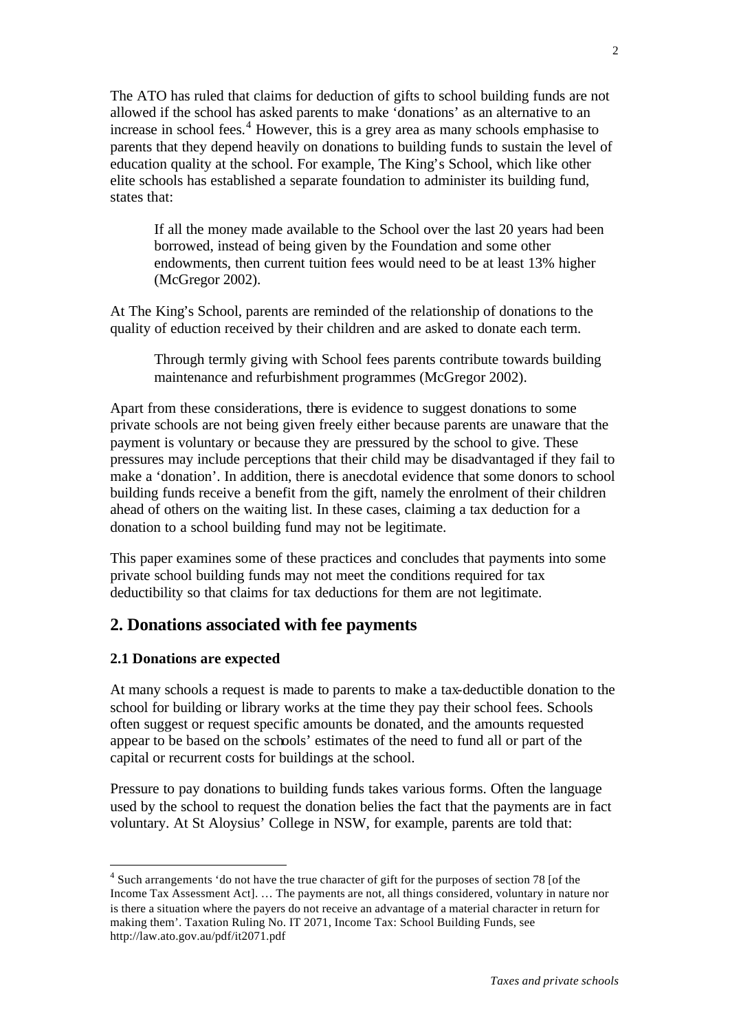The ATO has ruled that claims for deduction of gifts to school building funds are not allowed if the school has asked parents to make 'donations' as an alternative to an increase in school fees.[4] However, this is a grey area as many schools emphasise to parents that they depend heavily on donations to building funds to sustain the level of education quality at the school. For example, The King's School, which like other elite schools has established a separate foundation to administer its building fund, states that:

> If all the money made available to the School over the last 20 years had been borrowed, instead of being given by the Foundation and some other endowments, then current tuition fees would need to be at least 13% higher (McGregor 2002).

At The King's School, parents are reminded of the relationship of donations to the quality of eduction received by their children and are asked to donate each term.

> Through termly giving with School fees parents contribute towards building maintenance and refurbishment programmes (McGregor 2002).

Apart from these considerations, there is evidence to suggest donations to some private schools are not being given freely either because parents are unaware that the payment is voluntary or because they are pressured by the school to give. These pressures may include perceptions that their child may be disadvantaged if they fail to make a 'donation'. In addition, there is anecdotal evidence that some donors to school building funds receive a benefit from the gift, namely the enrolment of their children ahead of others on the waiting list. In these cases, claiming a tax deduction for a donation to a school building fund may not be legitimate.

This paper examines some of these practices and concludes that payments into some private school building funds may not meet the conditions required for tax deductibility so that claims for tax deductions for them are not legitimate.

## 2. Donations associated with fee payments

### 2.1 Donations are expected

At many schools a request is made to parents to make a tax-deductible donation to the school for building or library works at the time they pay their school fees. Schools often suggest or request specific amounts be donated, and the amounts requested appear to be based on the schools' estimates of the need to fund all or part of the capital or recurrent costs for buildings at the school.

Pressure to pay donations to building funds takes various forms. Often the language used by the school to request the donation belies the fact that the payments are in fact voluntary. At St Aloysius' College in NSW, for example, parents are told that:

---

[4] Such arrangements 'do not have the true character of gift for the purposes of section 78 [of the Income Tax Assessment Act]. … The payments are not, all things considered, voluntary in nature nor is there a situation where the payers do not receive an advantage of a material character in return for making them'. Taxation Ruling No. IT 2071, Income Tax: School Building Funds, see http://law.ato.gov.au/pdf/it2071.pdf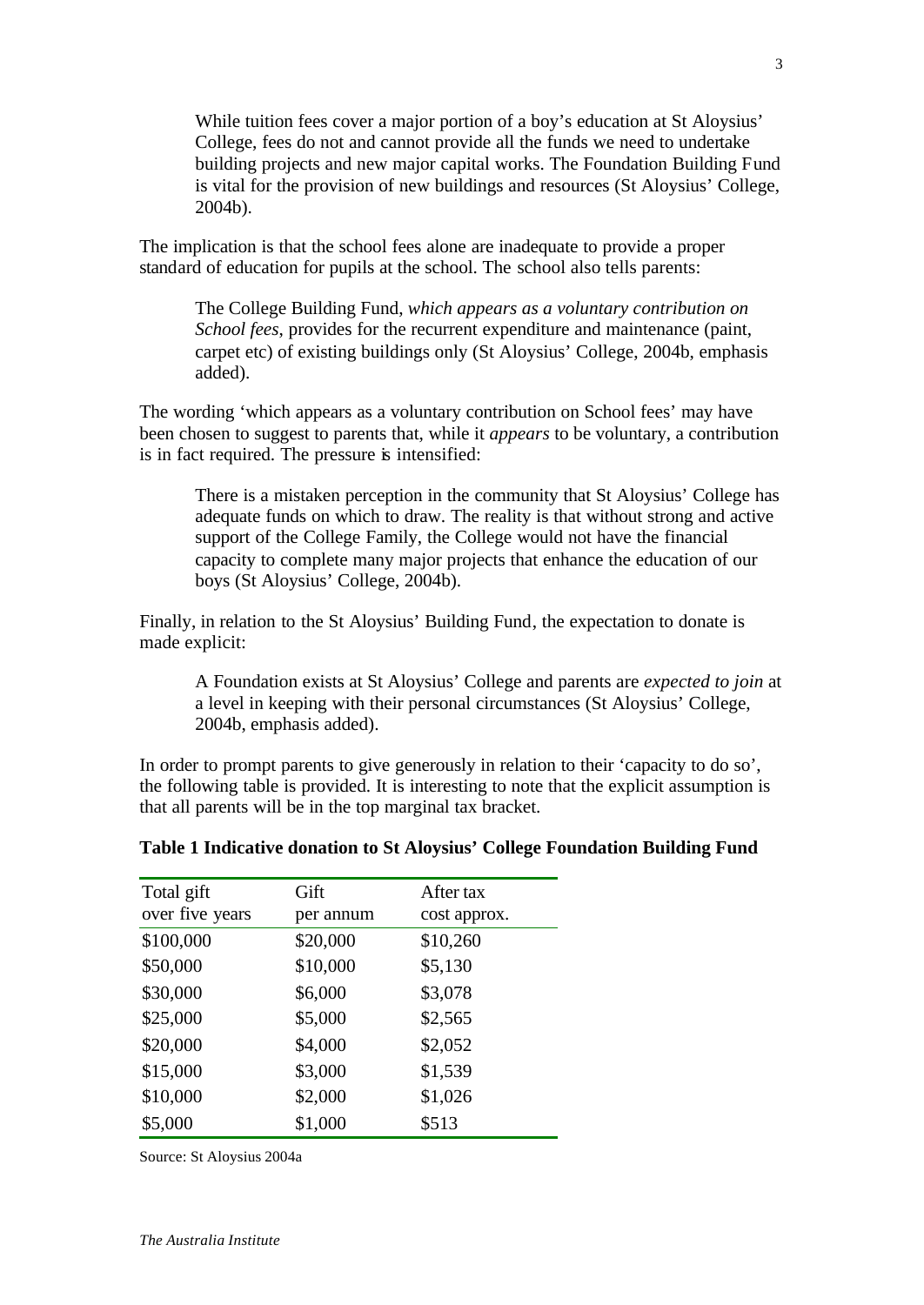> While tuition fees cover a major portion of a boy's education at St Aloysius' College, fees do not and cannot provide all the funds we need to undertake building projects and new major capital works. The Foundation Building Fund is vital for the provision of new buildings and resources (St Aloysius' College, 2004b).

The implication is that the school fees alone are inadequate to provide a proper standard of education for pupils at the school. The school also tells parents:

> The College Building Fund, *which appears as a voluntary contribution on School fees*, provides for the recurrent expenditure and maintenance (paint, carpet etc) of existing buildings only (St Aloysius' College, 2004b, emphasis added).

The wording 'which appears as a voluntary contribution on School fees' may have been chosen to suggest to parents that, while it *appears* to be voluntary, a contribution is in fact required. The pressure is intensified:

> There is a mistaken perception in the community that St Aloysius' College has adequate funds on which to draw. The reality is that without strong and active support of the College Family, the College would not have the financial capacity to complete many major projects that enhance the education of our boys (St Aloysius' College, 2004b).

Finally, in relation to the St Aloysius' Building Fund, the expectation to donate is made explicit:

> A Foundation exists at St Aloysius' College and parents are *expected to join* at a level in keeping with their personal circumstances (St Aloysius' College, 2004b, emphasis added).

In order to prompt parents to give generously in relation to their 'capacity to do so', the following table is provided. It is interesting to note that the explicit assumption is that all parents will be in the top marginal tax bracket.

**Table 1 Indicative donation to St Aloysius' College Foundation Building Fund**

| Total gift over five years | Gift per annum | After tax cost approx. |
|---|---|---|
| $100,000 | $20,000 | $10,260 |
| $50,000 | $10,000 | $5,130 |
| $30,000 | $6,000 | $3,078 |
| $25,000 | $5,000 | $2,565 |
| $20,000 | $4,000 | $2,052 |
| $15,000 | $3,000 | $1,539 |
| $10,000 | $2,000 | $1,026 |
| $5,000 | $1,000 | $513 |

Source: St Aloysius 2004a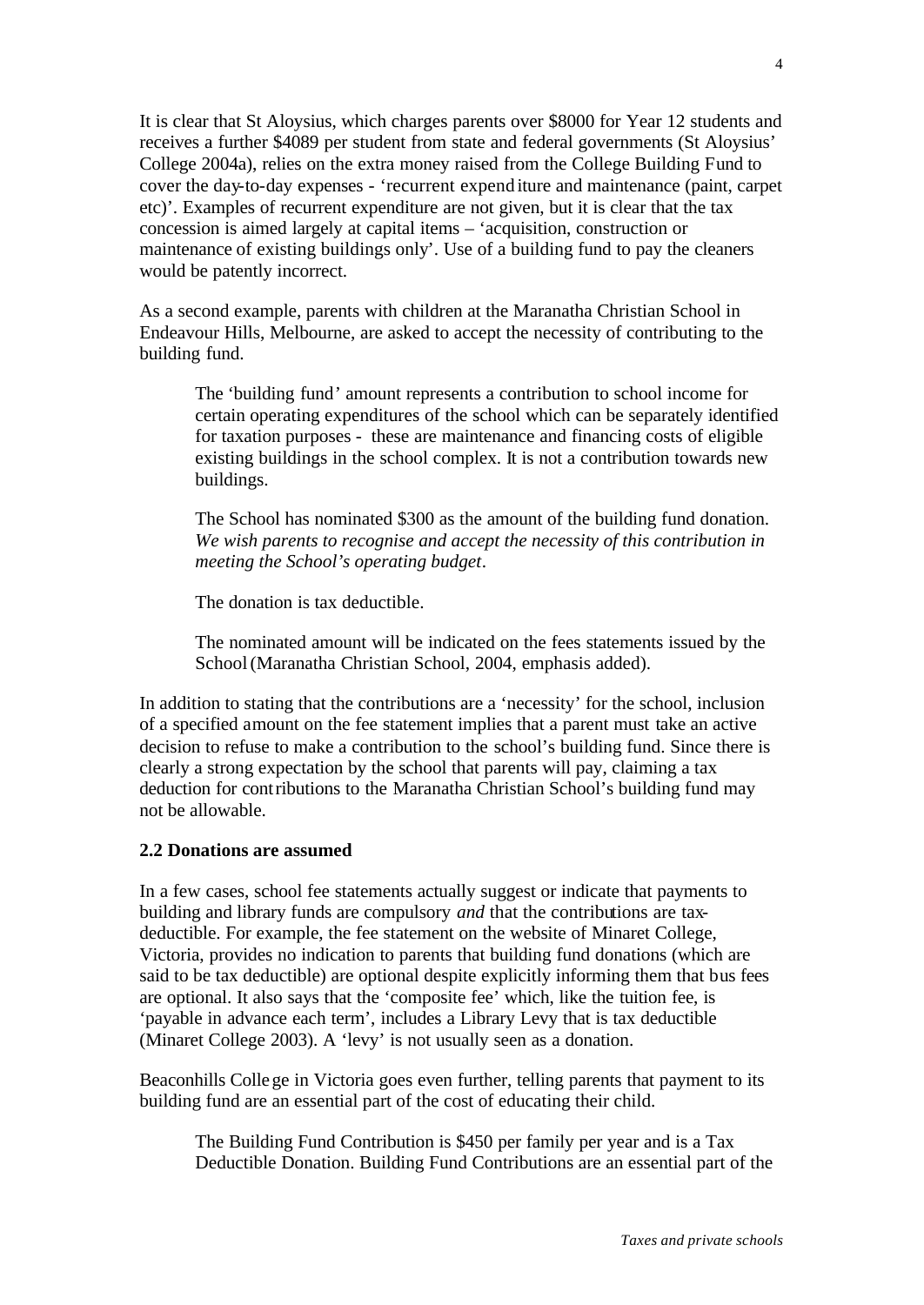It is clear that St Aloysius, which charges parents over $8000 for Year 12 students and receives a further $4089 per student from state and federal governments (St Aloysius' College 2004a), relies on the extra money raised from the College Building Fund to cover the day-to-day expenses - 'recurrent expenditure and maintenance (paint, carpet etc)'. Examples of recurrent expenditure are not given, but it is clear that the tax concession is aimed largely at capital items – 'acquisition, construction or maintenance of existing buildings only'. Use of a building fund to pay the cleaners would be patently incorrect.

As a second example, parents with children at the Maranatha Christian School in Endeavour Hills, Melbourne, are asked to accept the necessity of contributing to the building fund.

> The 'building fund' amount represents a contribution to school income for certain operating expenditures of the school which can be separately identified for taxation purposes - these are maintenance and financing costs of eligible existing buildings in the school complex. It is not a contribution towards new buildings.
>
> The School has nominated $300 as the amount of the building fund donation. *We wish parents to recognise and accept the necessity of this contribution in meeting the School's operating budget*.
>
> The donation is tax deductible.
>
> The nominated amount will be indicated on the fees statements issued by the School (Maranatha Christian School, 2004, emphasis added).

In addition to stating that the contributions are a 'necessity' for the school, inclusion of a specified amount on the fee statement implies that a parent must take an active decision to refuse to make a contribution to the school's building fund. Since there is clearly a strong expectation by the school that parents will pay, claiming a tax deduction for contributions to the Maranatha Christian School's building fund may not be allowable.

### 2.2 Donations are assumed

In a few cases, school fee statements actually suggest or indicate that payments to building and library funds are compulsory *and* that the contributions are tax-deductible. For example, the fee statement on the website of Minaret College, Victoria, provides no indication to parents that building fund donations (which are said to be tax deductible) are optional despite explicitly informing them that bus fees are optional. It also says that the 'composite fee' which, like the tuition fee, is 'payable in advance each term', includes a Library Levy that is tax deductible (Minaret College 2003). A 'levy' is not usually seen as a donation.

Beaconhills College in Victoria goes even further, telling parents that payment to its building fund are an essential part of the cost of educating their child.

> The Building Fund Contribution is $450 per family per year and is a Tax Deductible Donation. Building Fund Contributions are an essential part of the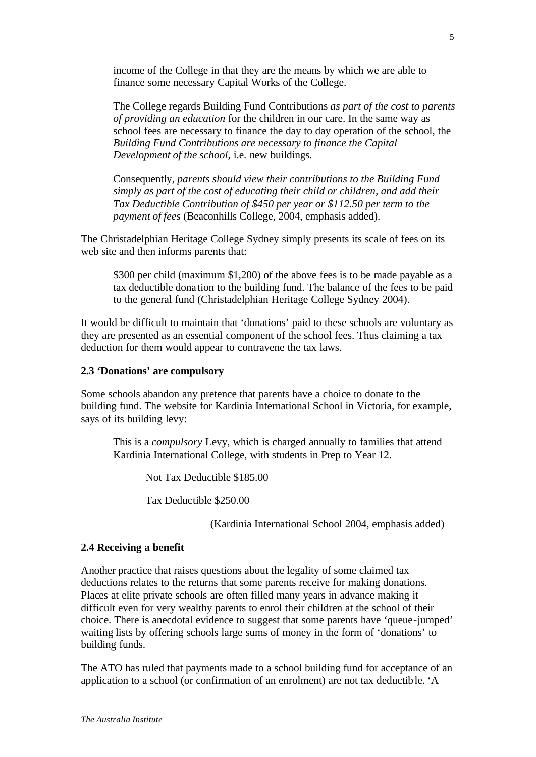> income of the College in that they are the means by which we are able to finance some necessary Capital Works of the College.
>
> The College regards Building Fund Contributions *as part of the cost to parents of providing an education* for the children in our care. In the same way as school fees are necessary to finance the day to day operation of the school, the *Building Fund Contributions are necessary to finance the Capital Development of the school*, i.e. new buildings.
>
> Consequently, *parents should view their contributions to the Building Fund simply as part of the cost of educating their child or children, and add their Tax Deductible Contribution of $450 per year or $112.50 per term to the payment of fees* (Beaconhills College, 2004, emphasis added).

The Christadelphian Heritage College Sydney simply presents its scale of fees on its web site and then informs parents that:

> $300 per child (maximum $1,200) of the above fees is to be made payable as a tax deductible donation to the building fund. The balance of the fees to be paid to the general fund (Christadelphian Heritage College Sydney 2004).

It would be difficult to maintain that 'donations' paid to these schools are voluntary as they are presented as an essential component of the school fees. Thus claiming a tax deduction for them would appear to contravene the tax laws.

### 2.3 'Donations' are compulsory

Some schools abandon any pretence that parents have a choice to donate to the building fund. The website for Kardinia International School in Victoria, for example, says of its building levy:

> This is a *compulsory* Levy, which is charged annually to families that attend Kardinia International College, with students in Prep to Year 12.
>
> Not Tax Deductible $185.00
>
> Tax Deductible $250.00
>
> (Kardinia International School 2004, emphasis added)

### 2.4 Receiving a benefit

Another practice that raises questions about the legality of some claimed tax deductions relates to the returns that some parents receive for making donations. Places at elite private schools are often filled many years in advance making it difficult even for very wealthy parents to enrol their children at the school of their choice. There is anecdotal evidence to suggest that some parents have 'queue-jumped' waiting lists by offering schools large sums of money in the form of 'donations' to building funds.

The ATO has ruled that payments made to a school building fund for acceptance of an application to a school (or confirmation of an enrolment) are not tax deductible. 'A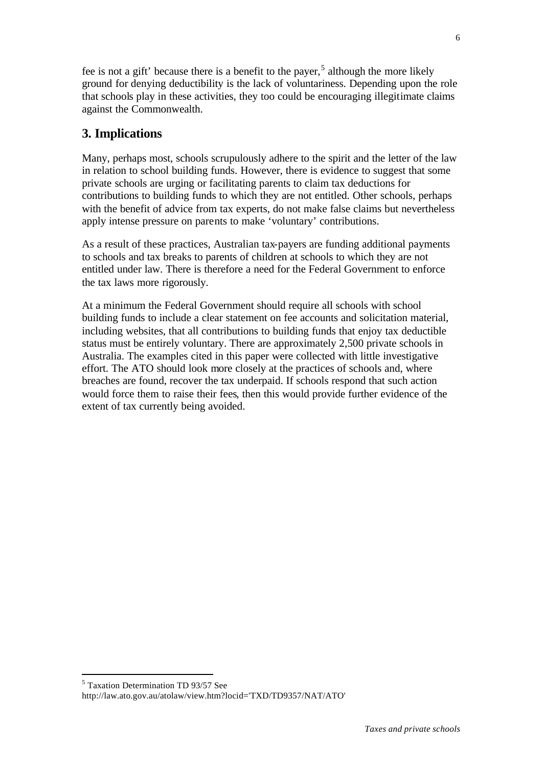fee is not a gift' because there is a benefit to the payer,[5] although the more likely ground for denying deductibility is the lack of voluntariness. Depending upon the role that schools play in these activities, they too could be encouraging illegitimate claims against the Commonwealth.

## 3. Implications

Many, perhaps most, schools scrupulously adhere to the spirit and the letter of the law in relation to school building funds. However, there is evidence to suggest that some private schools are urging or facilitating parents to claim tax deductions for contributions to building funds to which they are not entitled. Other schools, perhaps with the benefit of advice from tax experts, do not make false claims but nevertheless apply intense pressure on parents to make 'voluntary' contributions.

As a result of these practices, Australian tax-payers are funding additional payments to schools and tax breaks to parents of children at schools to which they are not entitled under law. There is therefore a need for the Federal Government to enforce the tax laws more rigorously.

At a minimum the Federal Government should require all schools with school building funds to include a clear statement on fee accounts and solicitation material, including websites, that all contributions to building funds that enjoy tax deductible status must be entirely voluntary. There are approximately 2,500 private schools in Australia. The examples cited in this paper were collected with little investigative effort. The ATO should look more closely at the practices of schools and, where breaches are found, recover the tax underpaid. If schools respond that such action would force them to raise their fees, then this would provide further evidence of the extent of tax currently being avoided.

---

[5] Taxation Determination TD 93/57 See http://law.ato.gov.au/atolaw/view.htm?locid='TXD/TD9357/NAT/ATO'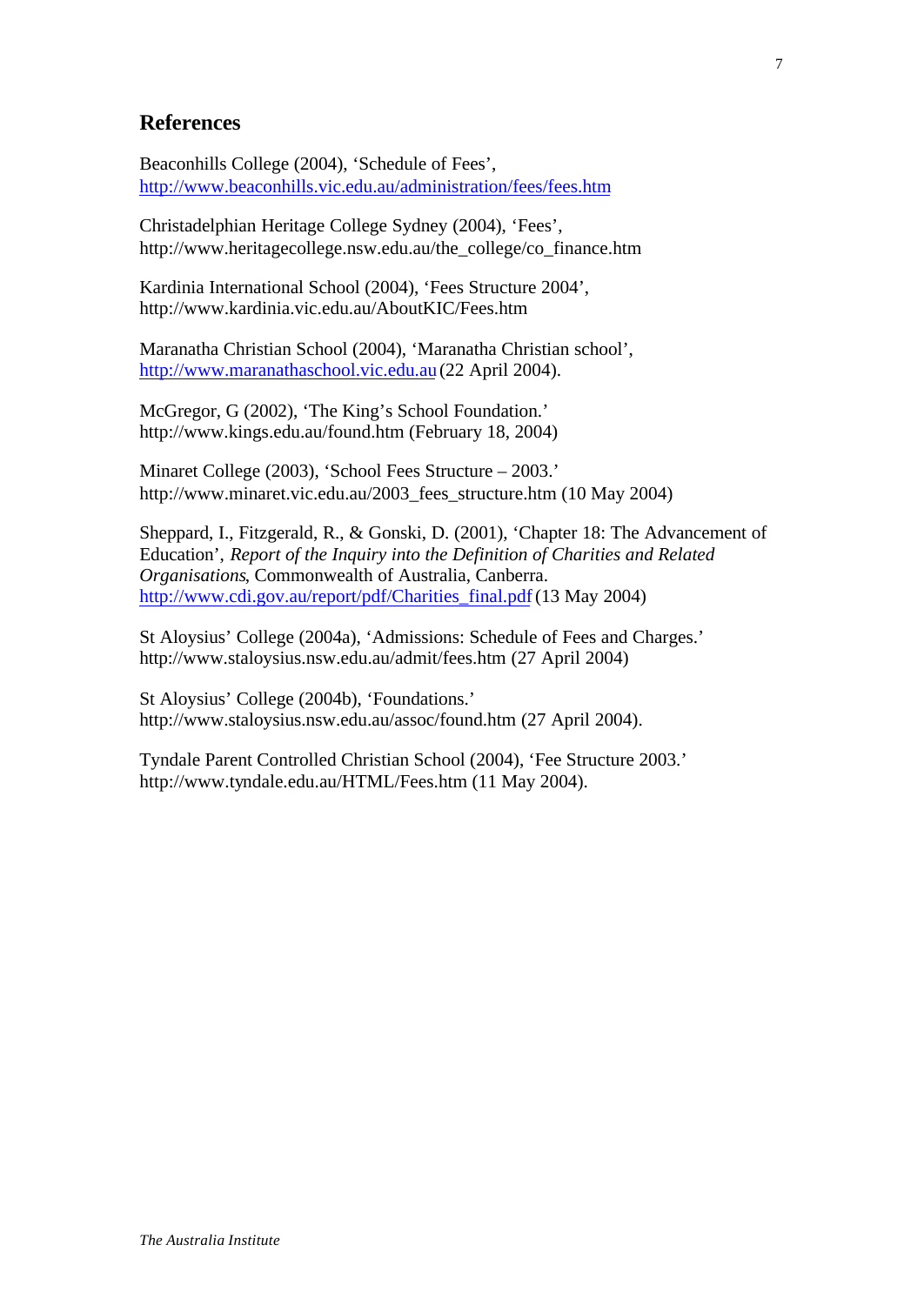## References

Beaconhills College (2004), 'Schedule of Fees', http://www.beaconhills.vic.edu.au/administration/fees/fees.htm

Christadelphian Heritage College Sydney (2004), 'Fees', http://www.heritagecollege.nsw.edu.au/the_college/co_finance.htm

Kardinia International School (2004), 'Fees Structure 2004', http://www.kardinia.vic.edu.au/AboutKIC/Fees.htm

Maranatha Christian School (2004), 'Maranatha Christian school', http://www.maranathaschool.vic.edu.au (22 April 2004).

McGregor, G (2002), 'The King's School Foundation.' http://www.kings.edu.au/found.htm (February 18, 2004)

Minaret College (2003), 'School Fees Structure – 2003.' http://www.minaret.vic.edu.au/2003_fees_structure.htm (10 May 2004)

Sheppard, I., Fitzgerald, R., & Gonski, D. (2001), 'Chapter 18: The Advancement of Education', *Report of the Inquiry into the Definition of Charities and Related Organisations*, Commonwealth of Australia, Canberra. http://www.cdi.gov.au/report/pdf/Charities_final.pdf (13 May 2004)

St Aloysius' College (2004a), 'Admissions: Schedule of Fees and Charges.' http://www.staloysius.nsw.edu.au/admit/fees.htm (27 April 2004)

St Aloysius' College (2004b), 'Foundations.' http://www.staloysius.nsw.edu.au/assoc/found.htm (27 April 2004).

Tyndale Parent Controlled Christian School (2004), 'Fee Structure 2003.' http://www.tyndale.edu.au/HTML/Fees.htm (11 May 2004).